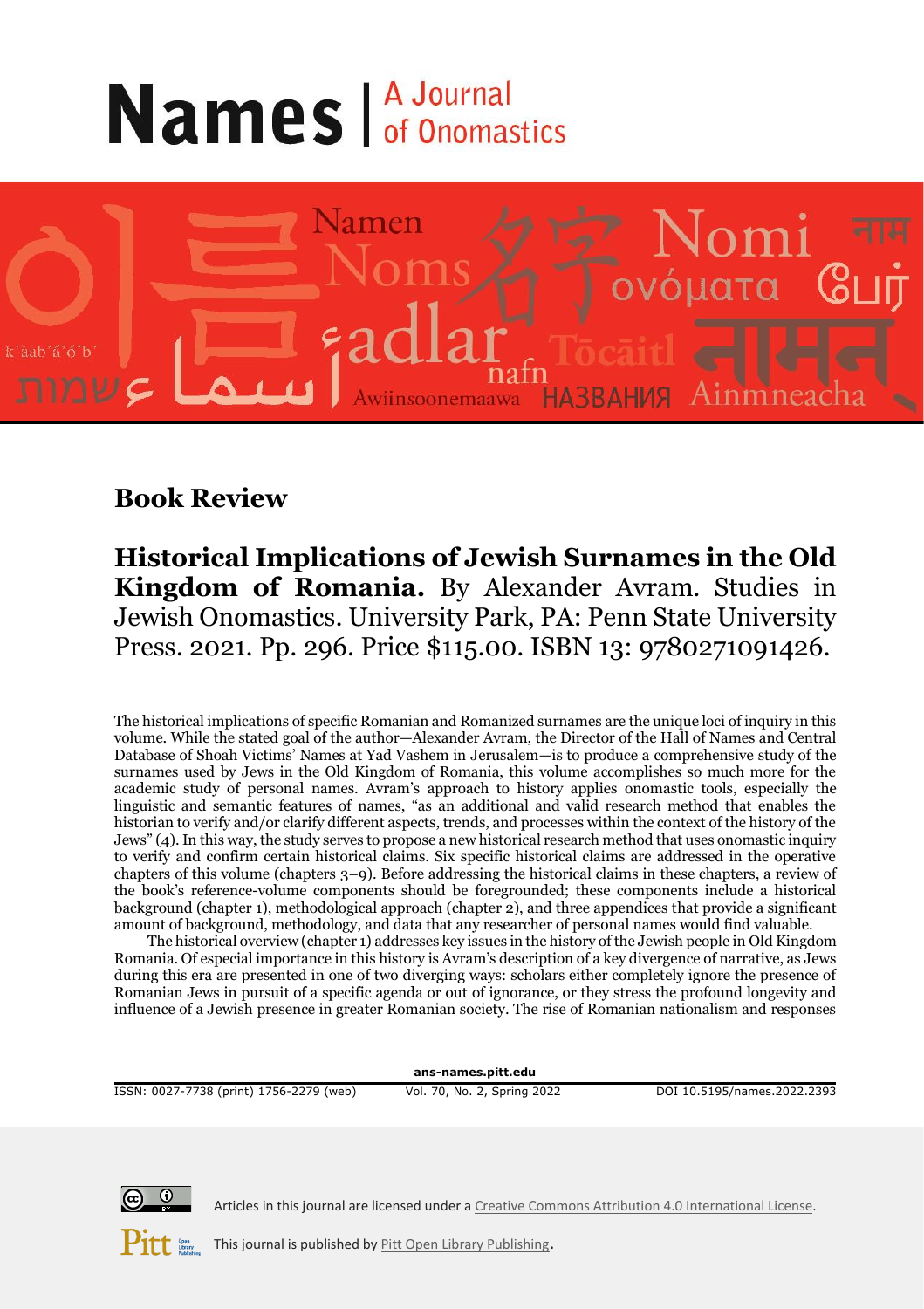## Book Review

**Historical Implications of Jewish Surnames in the Old Kingdom of Romania.** By Alexander Avram. Studies in Jewish Onomastics. University Park, PA: Penn State University Press. 2021. Pp. 296. Price $115.00. ISBN 13: 9780271091426.

The historical implications of specific Romanian and Romanized surnames are the unique loci of inquiry in this volume. While the stated goal of the author—Alexander Avram, the Director of the Hall of Names and Central Database of Shoah Victims' Names at Yad Vashem in Jerusalem—is to produce a comprehensive study of the surnames used by Jews in the Old Kingdom of Romania, this volume accomplishes so much more for the academic study of personal names. Avram's approach to history applies onomastic tools, especially the linguistic and semantic features of names, "as an additional and valid research method that enables the historian to verify and/or clarify different aspects, trends, and processes within the context of the history of the Jews" (4). In this way, the study serves to propose a new historical research method that uses onomastic inquiry to verify and confirm certain historical claims. Six specific historical claims are addressed in the operative chapters of this volume (chapters 3–9). Before addressing the historical claims in these chapters, a review of the book's reference-volume components should be foregrounded; these components include a historical background (chapter 1), methodological approach (chapter 2), and three appendices that provide a significant amount of background, methodology, and data that any researcher of personal names would find valuable.

The historical overview (chapter 1) addresses key issues in the history of the Jewish people in Old Kingdom Romania. Of especial importance in this history is Avram's description of a key divergence of narrative, as Jews during this era are presented in one of two diverging ways: scholars either completely ignore the presence of Romanian Jews in pursuit of a specific agenda or out of ignorance, or they stress the profound longevity and influence of a Jewish presence in greater Romanian society. The rise of Romanian nationalism and responses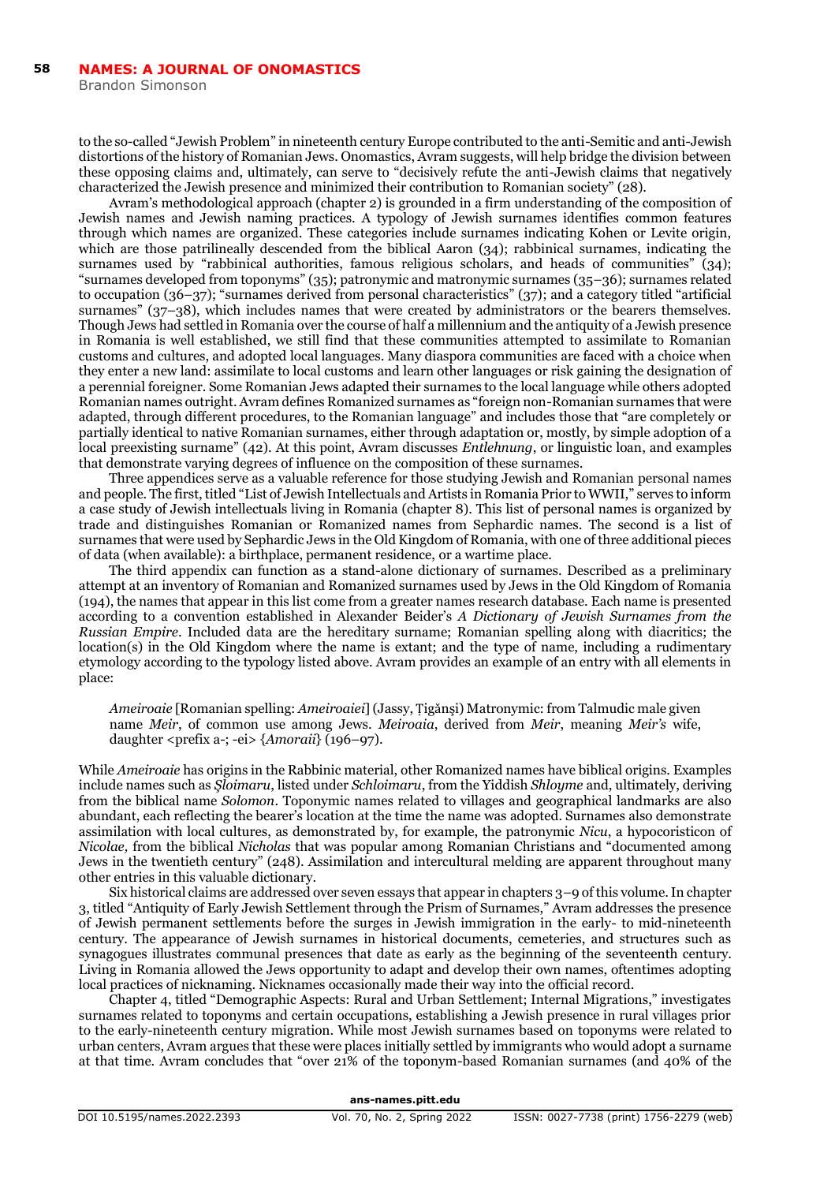to the so-called "Jewish Problem" in nineteenth century Europe contributed to the anti-Semitic and anti-Jewish distortions of the history of Romanian Jews. Onomastics, Avram suggests, will help bridge the division between these opposing claims and, ultimately, can serve to "decisively refute the anti-Jewish claims that negatively characterized the Jewish presence and minimized their contribution to Romanian society" (28).

Avram's methodological approach (chapter 2) is grounded in a firm understanding of the composition of Jewish names and Jewish naming practices. A typology of Jewish surnames identifies common features through which names are organized. These categories include surnames indicating Kohen or Levite origin, which are those patrilineally descended from the biblical Aaron (34); rabbinical surnames, indicating the surnames used by "rabbinical authorities, famous religious scholars, and heads of communities" (34); "surnames developed from toponyms" (35); patronymic and matronymic surnames (35–36); surnames related to occupation (36–37); "surnames derived from personal characteristics" (37); and a category titled "artificial surnames" (37–38), which includes names that were created by administrators or the bearers themselves. Though Jews had settled in Romania over the course of half a millennium and the antiquity of a Jewish presence in Romania is well established, we still find that these communities attempted to assimilate to Romanian customs and cultures, and adopted local languages. Many diaspora communities are faced with a choice when they enter a new land: assimilate to local customs and learn other languages or risk gaining the designation of a perennial foreigner. Some Romanian Jews adapted their surnames to the local language while others adopted Romanian names outright. Avram defines Romanized surnames as "foreign non-Romanian surnames that were adapted, through different procedures, to the Romanian language" and includes those that "are completely or partially identical to native Romanian surnames, either through adaptation or, mostly, by simple adoption of a local preexisting surname" (42). At this point, Avram discusses *Entlehnung*, or linguistic loan, and examples that demonstrate varying degrees of influence on the composition of these surnames.

Three appendices serve as a valuable reference for those studying Jewish and Romanian personal names and people. The first, titled "List of Jewish Intellectuals and Artists in Romania Prior to WWII," serves to inform a case study of Jewish intellectuals living in Romania (chapter 8). This list of personal names is organized by trade and distinguishes Romanian or Romanized names from Sephardic names. The second is a list of surnames that were used by Sephardic Jews in the Old Kingdom of Romania, with one of three additional pieces of data (when available): a birthplace, permanent residence, or a wartime place.

The third appendix can function as a stand-alone dictionary of surnames. Described as a preliminary attempt at an inventory of Romanian and Romanized surnames used by Jews in the Old Kingdom of Romania (194), the names that appear in this list come from a greater names research database. Each name is presented according to a convention established in Alexander Beider's *A Dictionary of Jewish Surnames from the Russian Empire*. Included data are the hereditary surname; Romanian spelling along with diacritics; the location(s) in the Old Kingdom where the name is extant; and the type of name, including a rudimentary etymology according to the typology listed above. Avram provides an example of an entry with all elements in place:

> *Ameiroaie* [Romanian spelling: *Ameiroaiei*] (Jassy, Țigănși) Matronymic: from Talmudic male given name *Meir*, of common use among Jews. *Meiroaia*, derived from *Meir*, meaning *Meir's* wife, daughter <prefix a-; -ei> {*Amoraii*} (196–97).

While *Ameiroaie* has origins in the Rabbinic material, other Romanized names have biblical origins. Examples include names such as *Şloimaru*, listed under *Schloimaru*, from the Yiddish *Shloyme* and, ultimately, deriving from the biblical name *Solomon*. Toponymic names related to villages and geographical landmarks are also abundant, each reflecting the bearer's location at the time the name was adopted. Surnames also demonstrate assimilation with local cultures, as demonstrated by, for example, the patronymic *Nicu*, a hypocoristicon of *Nicolae*, from the biblical *Nicholas* that was popular among Romanian Christians and "documented among Jews in the twentieth century" (248). Assimilation and intercultural melding are apparent throughout many other entries in this valuable dictionary.

Six historical claims are addressed over seven essays that appear in chapters 3–9 of this volume. In chapter 3, titled "Antiquity of Early Jewish Settlement through the Prism of Surnames," Avram addresses the presence of Jewish permanent settlements before the surges in Jewish immigration in the early- to mid-nineteenth century. The appearance of Jewish surnames in historical documents, cemeteries, and structures such as synagogues illustrates communal presences that date as early as the beginning of the seventeenth century. Living in Romania allowed the Jews opportunity to adapt and develop their own names, oftentimes adopting local practices of nicknaming. Nicknames occasionally made their way into the official record.

Chapter 4, titled "Demographic Aspects: Rural and Urban Settlement; Internal Migrations," investigates surnames related to toponyms and certain occupations, establishing a Jewish presence in rural villages prior to the early-nineteenth century migration. While most Jewish surnames based on toponyms were related to urban centers, Avram argues that these were places initially settled by immigrants who would adopt a surname at that time. Avram concludes that "over 21% of the toponym-based Romanian surnames (and 40% of the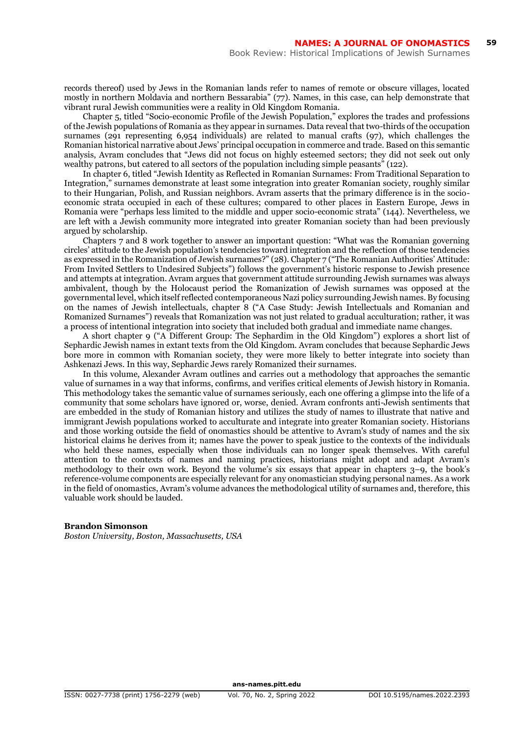records thereof) used by Jews in the Romanian lands refer to names of remote or obscure villages, located mostly in northern Moldavia and northern Bessarabia" (77). Names, in this case, can help demonstrate that vibrant rural Jewish communities were a reality in Old Kingdom Romania.

Chapter 5, titled "Socio-economic Profile of the Jewish Population," explores the trades and professions of the Jewish populations of Romania as they appear in surnames. Data reveal that two-thirds of the occupation surnames (291 representing 6,954 individuals) are related to manual crafts (97), which challenges the Romanian historical narrative about Jews' principal occupation in commerce and trade. Based on this semantic analysis, Avram concludes that "Jews did not focus on highly esteemed sectors; they did not seek out only wealthy patrons, but catered to all sectors of the population including simple peasants" (122).

In chapter 6, titled "Jewish Identity as Reflected in Romanian Surnames: From Traditional Separation to Integration," surnames demonstrate at least some integration into greater Romanian society, roughly similar to their Hungarian, Polish, and Russian neighbors. Avram asserts that the primary difference is in the socio-economic strata occupied in each of these cultures; compared to other places in Eastern Europe, Jews in Romania were "perhaps less limited to the middle and upper socio-economic strata" (144). Nevertheless, we are left with a Jewish community more integrated into greater Romanian society than had been previously argued by scholarship.

Chapters 7 and 8 work together to answer an important question: "What was the Romanian governing circles' attitude to the Jewish population's tendencies toward integration and the reflection of those tendencies as expressed in the Romanization of Jewish surnames?" (28). Chapter 7 ("The Romanian Authorities' Attitude: From Invited Settlers to Undesired Subjects") follows the government's historic response to Jewish presence and attempts at integration. Avram argues that government attitude surrounding Jewish surnames was always ambivalent, though by the Holocaust period the Romanization of Jewish surnames was opposed at the governmental level, which itself reflected contemporaneous Nazi policy surrounding Jewish names. By focusing on the names of Jewish intellectuals, chapter 8 ("A Case Study: Jewish Intellectuals and Romanian and Romanized Surnames") reveals that Romanization was not just related to gradual acculturation; rather, it was a process of intentional integration into society that included both gradual and immediate name changes.

A short chapter 9 ("A Different Group: The Sephardim in the Old Kingdom") explores a short list of Sephardic Jewish names in extant texts from the Old Kingdom. Avram concludes that because Sephardic Jews bore more in common with Romanian society, they were more likely to better integrate into society than Ashkenazi Jews. In this way, Sephardic Jews rarely Romanized their surnames.

In this volume, Alexander Avram outlines and carries out a methodology that approaches the semantic value of surnames in a way that informs, confirms, and verifies critical elements of Jewish history in Romania. This methodology takes the semantic value of surnames seriously, each one offering a glimpse into the life of a community that some scholars have ignored or, worse, denied. Avram confronts anti-Jewish sentiments that are embedded in the study of Romanian history and utilizes the study of names to illustrate that native and immigrant Jewish populations worked to acculturate and integrate into greater Romanian society. Historians and those working outside the field of onomastics should be attentive to Avram's study of names and the six historical claims he derives from it; names have the power to speak justice to the contexts of the individuals who held these names, especially when those individuals can no longer speak themselves. With careful attention to the contexts of names and naming practices, historians might adopt and adapt Avram's methodology to their own work. Beyond the volume's six essays that appear in chapters 3–9, the book's reference-volume components are especially relevant for any onomastician studying personal names. As a work in the field of onomastics, Avram's volume advances the methodological utility of surnames and, therefore, this valuable work should be lauded.

**Brandon Simonson**
*Boston University, Boston, Massachusetts, USA*